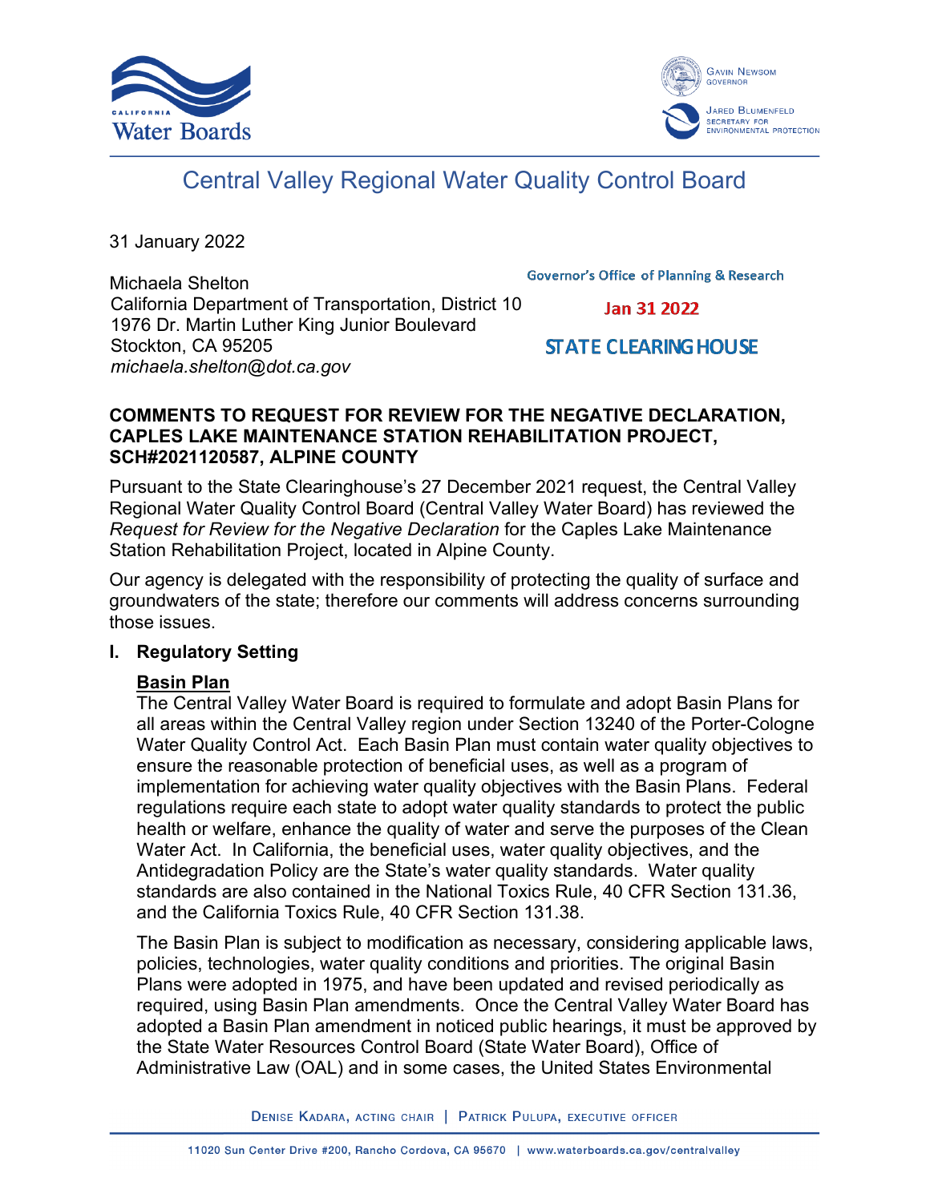CALIFORNIA Water Boards

Gavin Newsom, Governor
Jared Blumenfeld, Secretary for Environmental Protection

# Central Valley Regional Water Quality Control Board

31 January 2022

Michaela Shelton
California Department of Transportation, District 10
1976 Dr. Martin Luther King Junior Boulevard
Stockton, CA 95205
*michaela.shelton@dot.ca.gov*

Governor's Office of Planning & Research
Jan 31 2022
STATE CLEARING HOUSE

**COMMENTS TO REQUEST FOR REVIEW FOR THE NEGATIVE DECLARATION, CAPLES LAKE MAINTENANCE STATION REHABILITATION PROJECT, SCH#2021120587, ALPINE COUNTY**

Pursuant to the State Clearinghouse's 27 December 2021 request, the Central Valley Regional Water Quality Control Board (Central Valley Water Board) has reviewed the *Request for Review for the Negative Declaration* for the Caples Lake Maintenance Station Rehabilitation Project, located in Alpine County.

Our agency is delegated with the responsibility of protecting the quality of surface and groundwaters of the state; therefore our comments will address concerns surrounding those issues.

## I. Regulatory Setting

### Basin Plan

The Central Valley Water Board is required to formulate and adopt Basin Plans for all areas within the Central Valley region under Section 13240 of the Porter-Cologne Water Quality Control Act. Each Basin Plan must contain water quality objectives to ensure the reasonable protection of beneficial uses, as well as a program of implementation for achieving water quality objectives with the Basin Plans. Federal regulations require each state to adopt water quality standards to protect the public health or welfare, enhance the quality of water and serve the purposes of the Clean Water Act. In California, the beneficial uses, water quality objectives, and the Antidegradation Policy are the State's water quality standards. Water quality standards are also contained in the National Toxics Rule, 40 CFR Section 131.36, and the California Toxics Rule, 40 CFR Section 131.38.

The Basin Plan is subject to modification as necessary, considering applicable laws, policies, technologies, water quality conditions and priorities. The original Basin Plans were adopted in 1975, and have been updated and revised periodically as required, using Basin Plan amendments. Once the Central Valley Water Board has adopted a Basin Plan amendment in noticed public hearings, it must be approved by the State Water Resources Control Board (State Water Board), Office of Administrative Law (OAL) and in some cases, the United States Environmental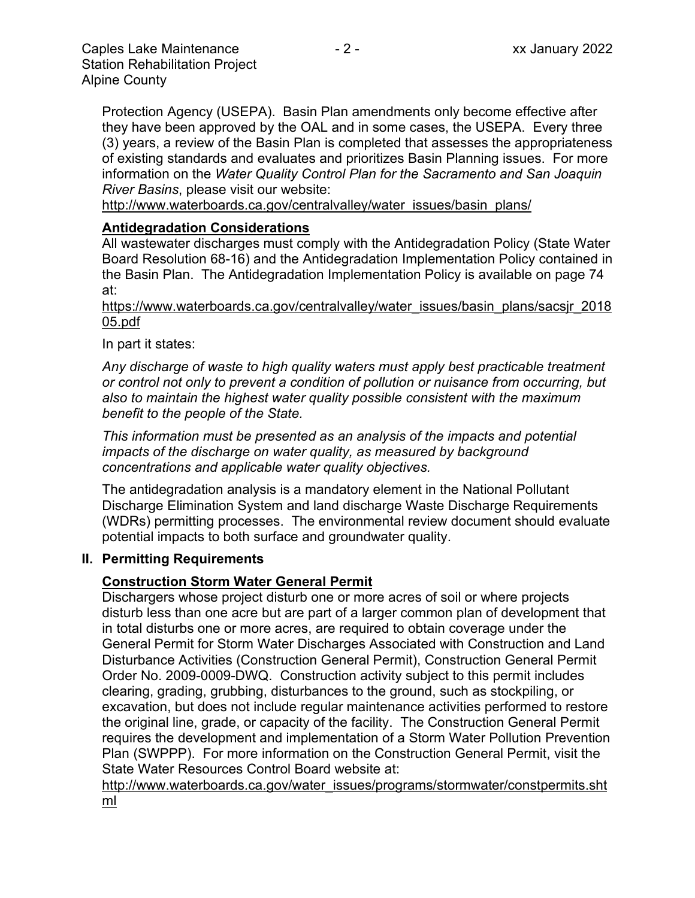Protection Agency (USEPA). Basin Plan amendments only become effective after they have been approved by the OAL and in some cases, the USEPA. Every three (3) years, a review of the Basin Plan is completed that assesses the appropriateness of existing standards and evaluates and prioritizes Basin Planning issues. For more information on the *Water Quality Control Plan for the Sacramento and San Joaquin River Basins*, please visit our website:
http://www.waterboards.ca.gov/centralvalley/water_issues/basin_plans/

**Antidegradation Considerations**

All wastewater discharges must comply with the Antidegradation Policy (State Water Board Resolution 68-16) and the Antidegradation Implementation Policy contained in the Basin Plan. The Antidegradation Implementation Policy is available on page 74 at:
https://www.waterboards.ca.gov/centralvalley/water_issues/basin_plans/sacsjr_201805.pdf

In part it states:

*Any discharge of waste to high quality waters must apply best practicable treatment or control not only to prevent a condition of pollution or nuisance from occurring, but also to maintain the highest water quality possible consistent with the maximum benefit to the people of the State.*

*This information must be presented as an analysis of the impacts and potential impacts of the discharge on water quality, as measured by background concentrations and applicable water quality objectives.*

The antidegradation analysis is a mandatory element in the National Pollutant Discharge Elimination System and land discharge Waste Discharge Requirements (WDRs) permitting processes. The environmental review document should evaluate potential impacts to both surface and groundwater quality.

## II. Permitting Requirements

**Construction Storm Water General Permit**

Dischargers whose project disturb one or more acres of soil or where projects disturb less than one acre but are part of a larger common plan of development that in total disturbs one or more acres, are required to obtain coverage under the General Permit for Storm Water Discharges Associated with Construction and Land Disturbance Activities (Construction General Permit), Construction General Permit Order No. 2009-0009-DWQ. Construction activity subject to this permit includes clearing, grading, grubbing, disturbances to the ground, such as stockpiling, or excavation, but does not include regular maintenance activities performed to restore the original line, grade, or capacity of the facility. The Construction General Permit requires the development and implementation of a Storm Water Pollution Prevention Plan (SWPPP). For more information on the Construction General Permit, visit the State Water Resources Control Board website at:
http://www.waterboards.ca.gov/water_issues/programs/stormwater/constpermits.shtml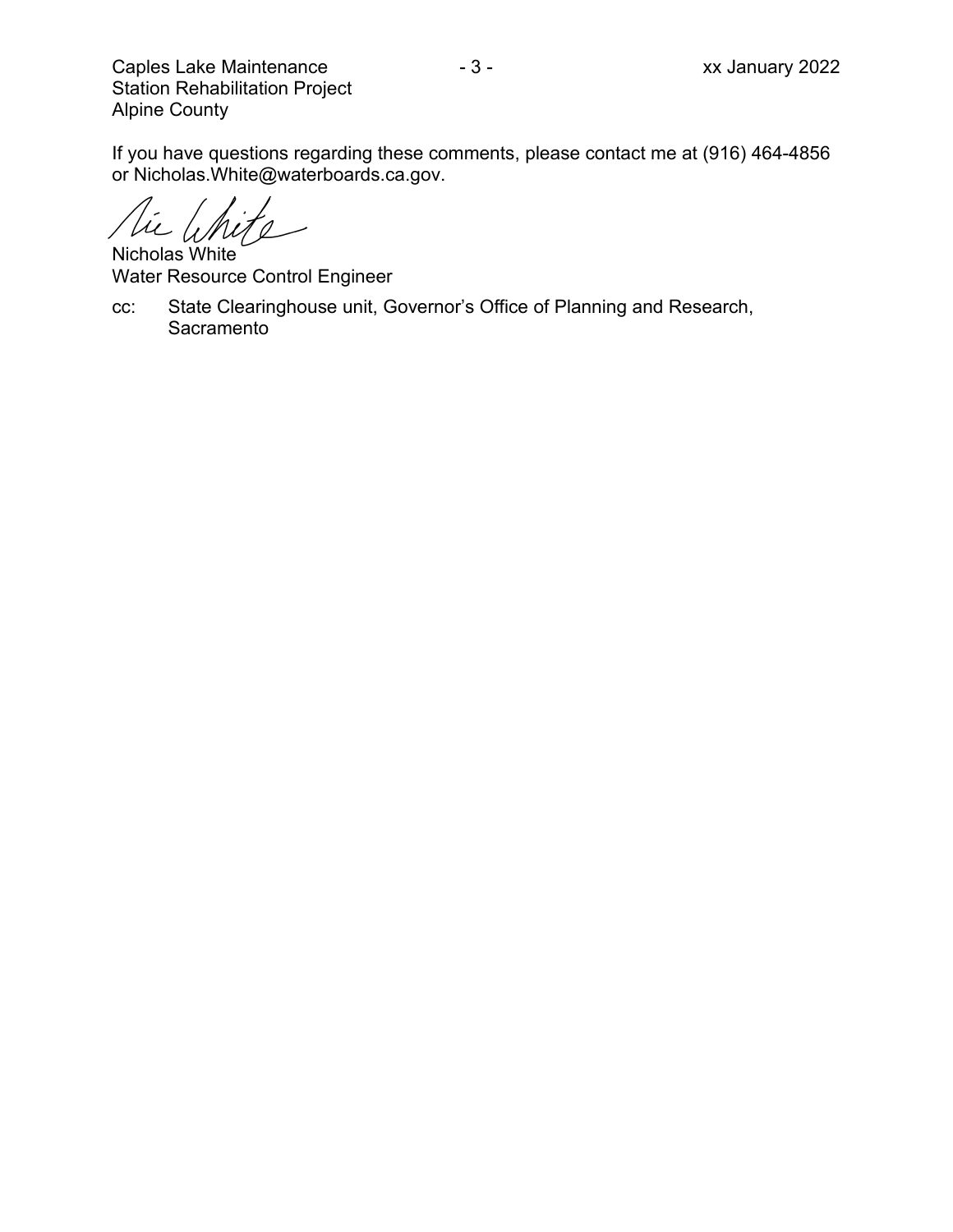If you have questions regarding these comments, please contact me at (916) 464-4856 or Nicholas.White@waterboards.ca.gov.

Nicholas White
Water Resource Control Engineer

cc: State Clearinghouse unit, Governor's Office of Planning and Research, Sacramento